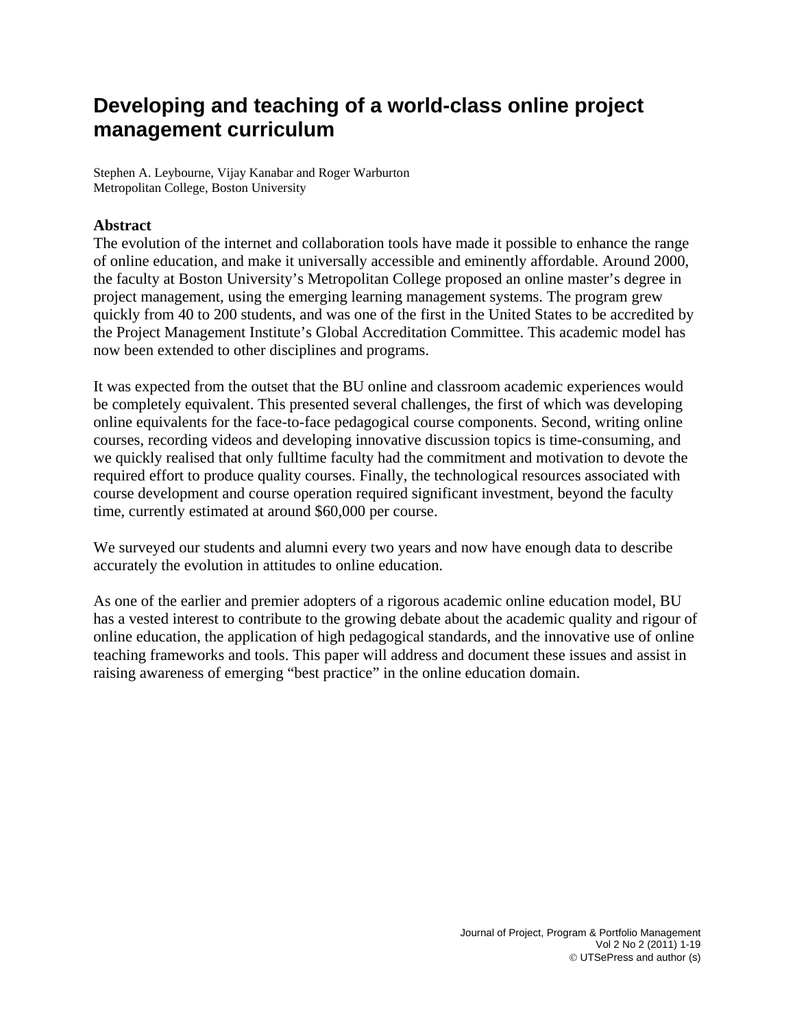# Developing and teaching of a world-class online project management curriculum

Stephen A. Leybourne, Vijay Kanabar and Roger Warburton
Metropolitan College, Boston University

## Abstract

The evolution of the internet and collaboration tools have made it possible to enhance the range of online education, and make it universally accessible and eminently affordable. Around 2000, the faculty at Boston University's Metropolitan College proposed an online master's degree in project management, using the emerging learning management systems. The program grew quickly from 40 to 200 students, and was one of the first in the United States to be accredited by the Project Management Institute's Global Accreditation Committee. This academic model has now been extended to other disciplines and programs.

It was expected from the outset that the BU online and classroom academic experiences would be completely equivalent. This presented several challenges, the first of which was developing online equivalents for the face-to-face pedagogical course components. Second, writing online courses, recording videos and developing innovative discussion topics is time-consuming, and we quickly realised that only fulltime faculty had the commitment and motivation to devote the required effort to produce quality courses. Finally, the technological resources associated with course development and course operation required significant investment, beyond the faculty time, currently estimated at around $60,000 per course.

We surveyed our students and alumni every two years and now have enough data to describe accurately the evolution in attitudes to online education.

As one of the earlier and premier adopters of a rigorous academic online education model, BU has a vested interest to contribute to the growing debate about the academic quality and rigour of online education, the application of high pedagogical standards, and the innovative use of online teaching frameworks and tools. This paper will address and document these issues and assist in raising awareness of emerging "best practice" in the online education domain.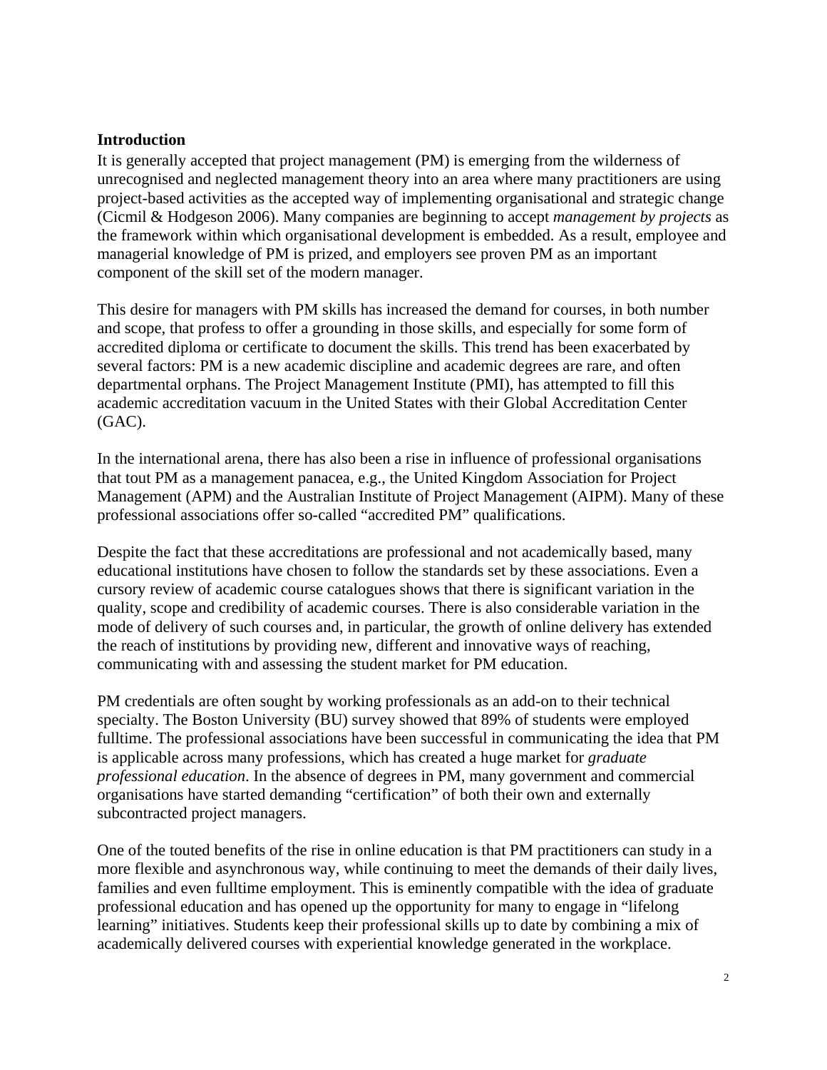## Introduction

It is generally accepted that project management (PM) is emerging from the wilderness of unrecognised and neglected management theory into an area where many practitioners are using project-based activities as the accepted way of implementing organisational and strategic change (Cicmil & Hodgeson 2006). Many companies are beginning to accept *management by projects* as the framework within which organisational development is embedded. As a result, employee and managerial knowledge of PM is prized, and employers see proven PM as an important component of the skill set of the modern manager.

This desire for managers with PM skills has increased the demand for courses, in both number and scope, that profess to offer a grounding in those skills, and especially for some form of accredited diploma or certificate to document the skills. This trend has been exacerbated by several factors: PM is a new academic discipline and academic degrees are rare, and often departmental orphans. The Project Management Institute (PMI), has attempted to fill this academic accreditation vacuum in the United States with their Global Accreditation Center (GAC).

In the international arena, there has also been a rise in influence of professional organisations that tout PM as a management panacea, e.g., the United Kingdom Association for Project Management (APM) and the Australian Institute of Project Management (AIPM). Many of these professional associations offer so-called "accredited PM" qualifications.

Despite the fact that these accreditations are professional and not academically based, many educational institutions have chosen to follow the standards set by these associations. Even a cursory review of academic course catalogues shows that there is significant variation in the quality, scope and credibility of academic courses. There is also considerable variation in the mode of delivery of such courses and, in particular, the growth of online delivery has extended the reach of institutions by providing new, different and innovative ways of reaching, communicating with and assessing the student market for PM education.

PM credentials are often sought by working professionals as an add-on to their technical specialty. The Boston University (BU) survey showed that 89% of students were employed fulltime. The professional associations have been successful in communicating the idea that PM is applicable across many professions, which has created a huge market for *graduate professional education*. In the absence of degrees in PM, many government and commercial organisations have started demanding "certification" of both their own and externally subcontracted project managers.

One of the touted benefits of the rise in online education is that PM practitioners can study in a more flexible and asynchronous way, while continuing to meet the demands of their daily lives, families and even fulltime employment. This is eminently compatible with the idea of graduate professional education and has opened up the opportunity for many to engage in "lifelong learning" initiatives. Students keep their professional skills up to date by combining a mix of academically delivered courses with experiential knowledge generated in the workplace.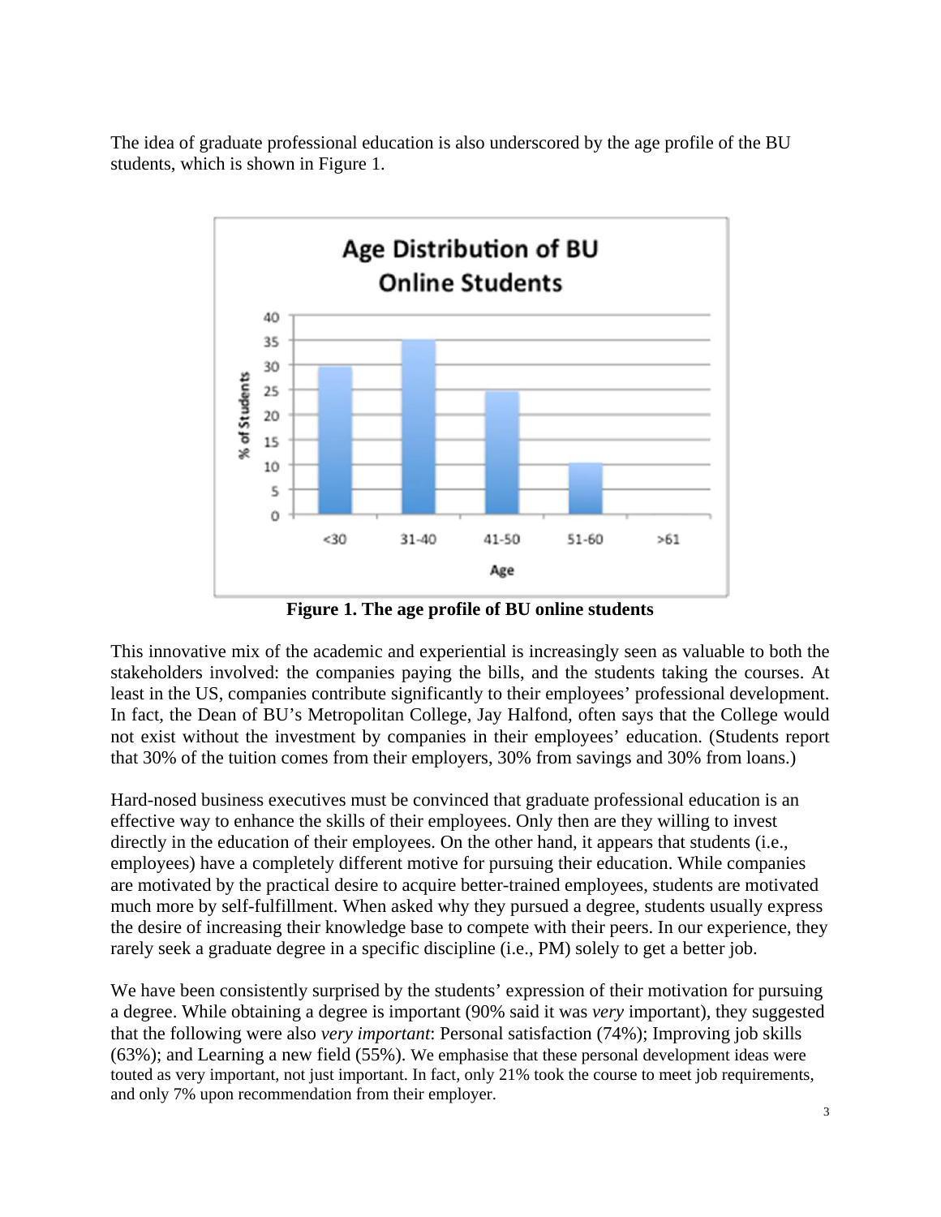The idea of graduate professional education is also underscored by the age profile of the BU students, which is shown in Figure 1.

**Figure 1. The age profile of BU online students**

This innovative mix of the academic and experiential is increasingly seen as valuable to both the stakeholders involved: the companies paying the bills, and the students taking the courses. At least in the US, companies contribute significantly to their employees' professional development. In fact, the Dean of BU's Metropolitan College, Jay Halfond, often says that the College would not exist without the investment by companies in their employees' education. (Students report that 30% of the tuition comes from their employers, 30% from savings and 30% from loans.)

Hard-nosed business executives must be convinced that graduate professional education is an effective way to enhance the skills of their employees. Only then are they willing to invest directly in the education of their employees. On the other hand, it appears that students (i.e., employees) have a completely different motive for pursuing their education. While companies are motivated by the practical desire to acquire better-trained employees, students are motivated much more by self-fulfillment. When asked why they pursued a degree, students usually express the desire of increasing their knowledge base to compete with their peers. In our experience, they rarely seek a graduate degree in a specific discipline (i.e., PM) solely to get a better job.

We have been consistently surprised by the students' expression of their motivation for pursuing a degree. While obtaining a degree is important (90% said it was *very* important), they suggested that the following were also *very important*: Personal satisfaction (74%); Improving job skills (63%); and Learning a new field (55%). We emphasise that these personal development ideas were touted as very important, not just important. In fact, only 21% took the course to meet job requirements, and only 7% upon recommendation from their employer.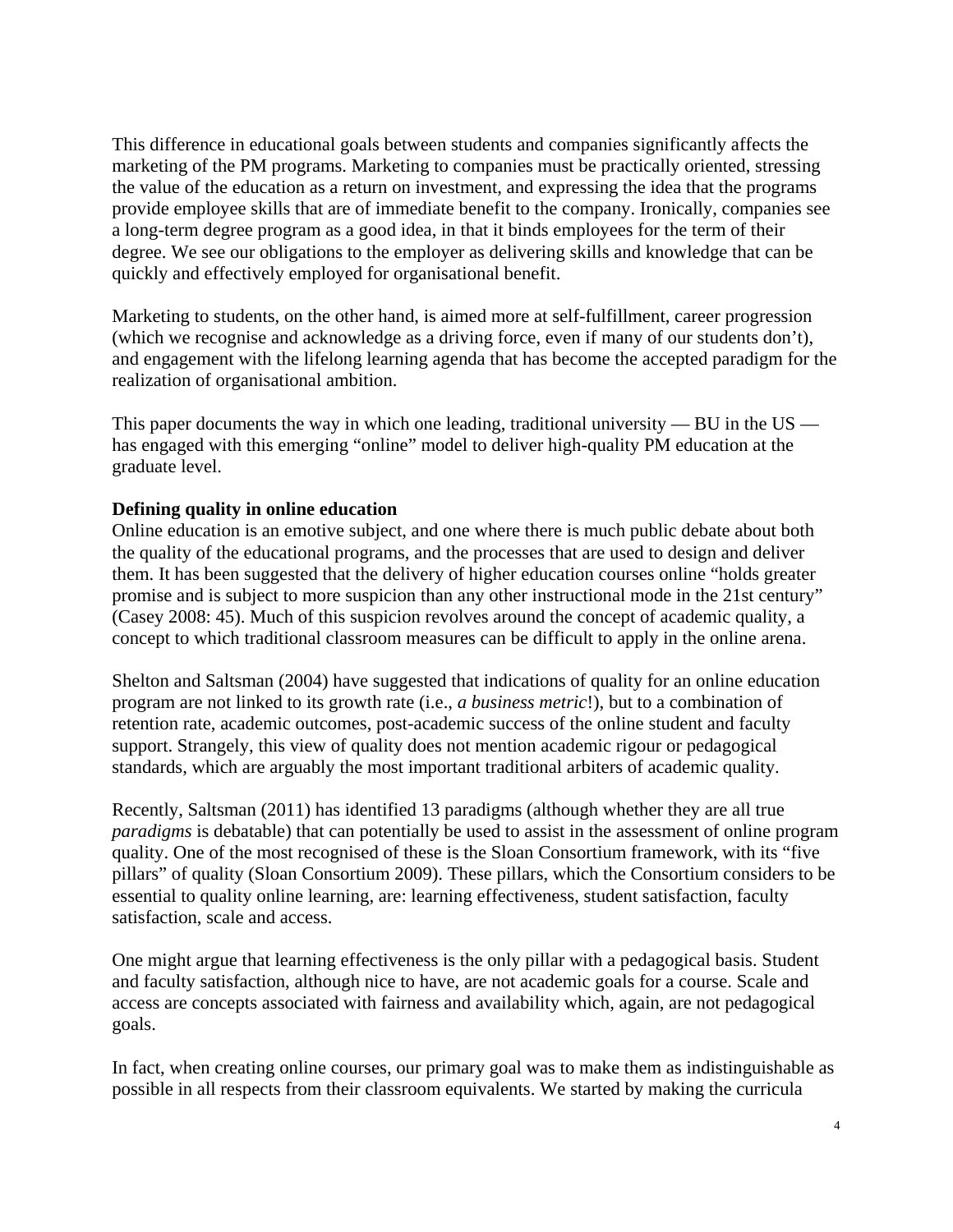This difference in educational goals between students and companies significantly affects the marketing of the PM programs. Marketing to companies must be practically oriented, stressing the value of the education as a return on investment, and expressing the idea that the programs provide employee skills that are of immediate benefit to the company. Ironically, companies see a long-term degree program as a good idea, in that it binds employees for the term of their degree. We see our obligations to the employer as delivering skills and knowledge that can be quickly and effectively employed for organisational benefit.

Marketing to students, on the other hand, is aimed more at self-fulfillment, career progression (which we recognise and acknowledge as a driving force, even if many of our students don't), and engagement with the lifelong learning agenda that has become the accepted paradigm for the realization of organisational ambition.

This paper documents the way in which one leading, traditional university — BU in the US — has engaged with this emerging "online" model to deliver high-quality PM education at the graduate level.

**Defining quality in online education**

Online education is an emotive subject, and one where there is much public debate about both the quality of the educational programs, and the processes that are used to design and deliver them. It has been suggested that the delivery of higher education courses online "holds greater promise and is subject to more suspicion than any other instructional mode in the 21st century" (Casey 2008: 45). Much of this suspicion revolves around the concept of academic quality, a concept to which traditional classroom measures can be difficult to apply in the online arena.

Shelton and Saltsman (2004) have suggested that indications of quality for an online education program are not linked to its growth rate (i.e., *a business metric*!), but to a combination of retention rate, academic outcomes, post-academic success of the online student and faculty support. Strangely, this view of quality does not mention academic rigour or pedagogical standards, which are arguably the most important traditional arbiters of academic quality.

Recently, Saltsman (2011) has identified 13 paradigms (although whether they are all true *paradigms* is debatable) that can potentially be used to assist in the assessment of online program quality. One of the most recognised of these is the Sloan Consortium framework, with its "five pillars" of quality (Sloan Consortium 2009). These pillars, which the Consortium considers to be essential to quality online learning, are: learning effectiveness, student satisfaction, faculty satisfaction, scale and access.

One might argue that learning effectiveness is the only pillar with a pedagogical basis. Student and faculty satisfaction, although nice to have, are not academic goals for a course. Scale and access are concepts associated with fairness and availability which, again, are not pedagogical goals.

In fact, when creating online courses, our primary goal was to make them as indistinguishable as possible in all respects from their classroom equivalents. We started by making the curricula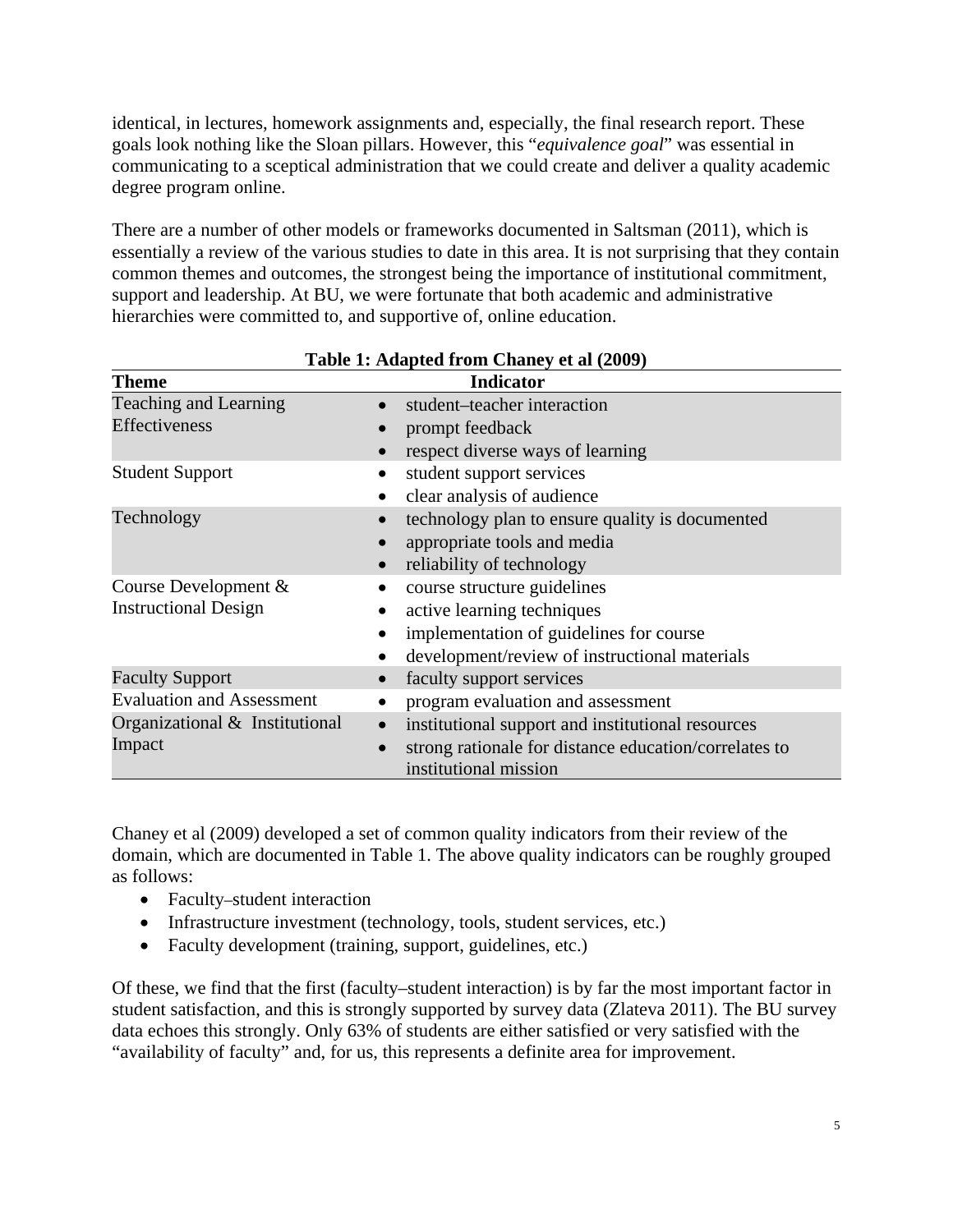identical, in lectures, homework assignments and, especially, the final research report. These goals look nothing like the Sloan pillars. However, this "*equivalence goal*" was essential in communicating to a sceptical administration that we could create and deliver a quality academic degree program online.

There are a number of other models or frameworks documented in Saltsman (2011), which is essentially a review of the various studies to date in this area. It is not surprising that they contain common themes and outcomes, the strongest being the importance of institutional commitment, support and leadership. At BU, we were fortunate that both academic and administrative hierarchies were committed to, and supportive of, online education.

**Table 1: Adapted from Chaney et al (2009)**

| Theme | Indicator |
|---|---|
| Teaching and Learning Effectiveness | • student–teacher interaction<br>• prompt feedback<br>• respect diverse ways of learning |
| Student Support | • student support services<br>• clear analysis of audience |
| Technology | • technology plan to ensure quality is documented<br>• appropriate tools and media<br>• reliability of technology |
| Course Development & Instructional Design | • course structure guidelines<br>• active learning techniques<br>• implementation of guidelines for course<br>• development/review of instructional materials |
| Faculty Support | • faculty support services |
| Evaluation and Assessment | • program evaluation and assessment |
| Organizational & Institutional Impact | • institutional support and institutional resources<br>• strong rationale for distance education/correlates to institutional mission |

Chaney et al (2009) developed a set of common quality indicators from their review of the domain, which are documented in Table 1. The above quality indicators can be roughly grouped as follows:

- Faculty–student interaction
- Infrastructure investment (technology, tools, student services, etc.)
- Faculty development (training, support, guidelines, etc.)

Of these, we find that the first (faculty–student interaction) is by far the most important factor in student satisfaction, and this is strongly supported by survey data (Zlateva 2011). The BU survey data echoes this strongly. Only 63% of students are either satisfied or very satisfied with the "availability of faculty" and, for us, this represents a definite area for improvement.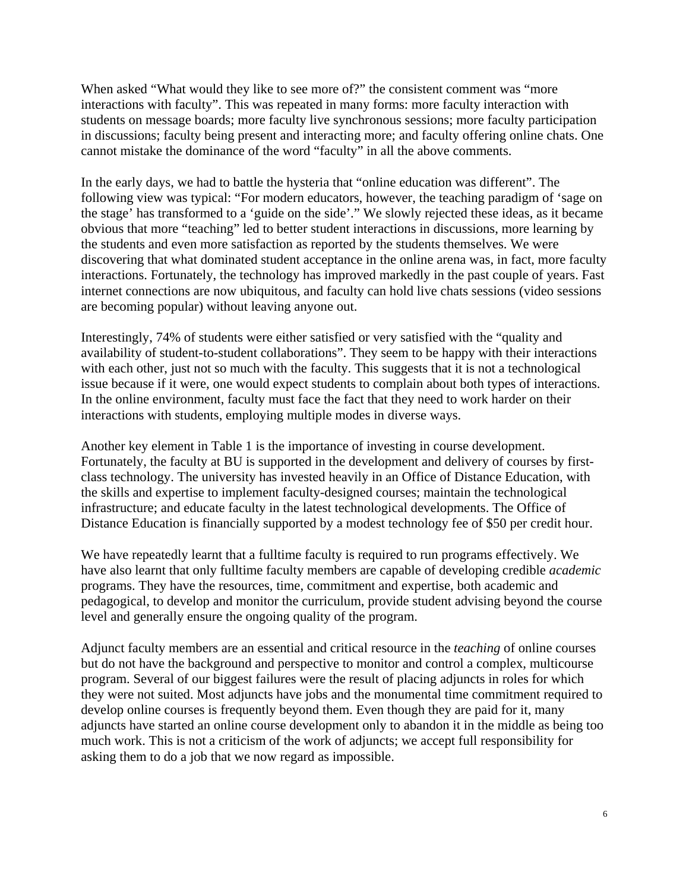When asked "What would they like to see more of?" the consistent comment was "more interactions with faculty". This was repeated in many forms: more faculty interaction with students on message boards; more faculty live synchronous sessions; more faculty participation in discussions; faculty being present and interacting more; and faculty offering online chats. One cannot mistake the dominance of the word "faculty" in all the above comments.

In the early days, we had to battle the hysteria that "online education was different". The following view was typical: "For modern educators, however, the teaching paradigm of 'sage on the stage' has transformed to a 'guide on the side'." We slowly rejected these ideas, as it became obvious that more "teaching" led to better student interactions in discussions, more learning by the students and even more satisfaction as reported by the students themselves. We were discovering that what dominated student acceptance in the online arena was, in fact, more faculty interactions. Fortunately, the technology has improved markedly in the past couple of years. Fast internet connections are now ubiquitous, and faculty can hold live chats sessions (video sessions are becoming popular) without leaving anyone out.

Interestingly, 74% of students were either satisfied or very satisfied with the "quality and availability of student-to-student collaborations". They seem to be happy with their interactions with each other, just not so much with the faculty. This suggests that it is not a technological issue because if it were, one would expect students to complain about both types of interactions. In the online environment, faculty must face the fact that they need to work harder on their interactions with students, employing multiple modes in diverse ways.

Another key element in Table 1 is the importance of investing in course development. Fortunately, the faculty at BU is supported in the development and delivery of courses by first-class technology. The university has invested heavily in an Office of Distance Education, with the skills and expertise to implement faculty-designed courses; maintain the technological infrastructure; and educate faculty in the latest technological developments. The Office of Distance Education is financially supported by a modest technology fee of $50 per credit hour.

We have repeatedly learnt that a fulltime faculty is required to run programs effectively. We have also learnt that only fulltime faculty members are capable of developing credible *academic* programs. They have the resources, time, commitment and expertise, both academic and pedagogical, to develop and monitor the curriculum, provide student advising beyond the course level and generally ensure the ongoing quality of the program.

Adjunct faculty members are an essential and critical resource in the *teaching* of online courses but do not have the background and perspective to monitor and control a complex, multicourse program. Several of our biggest failures were the result of placing adjuncts in roles for which they were not suited. Most adjuncts have jobs and the monumental time commitment required to develop online courses is frequently beyond them. Even though they are paid for it, many adjuncts have started an online course development only to abandon it in the middle as being too much work. This is not a criticism of the work of adjuncts; we accept full responsibility for asking them to do a job that we now regard as impossible.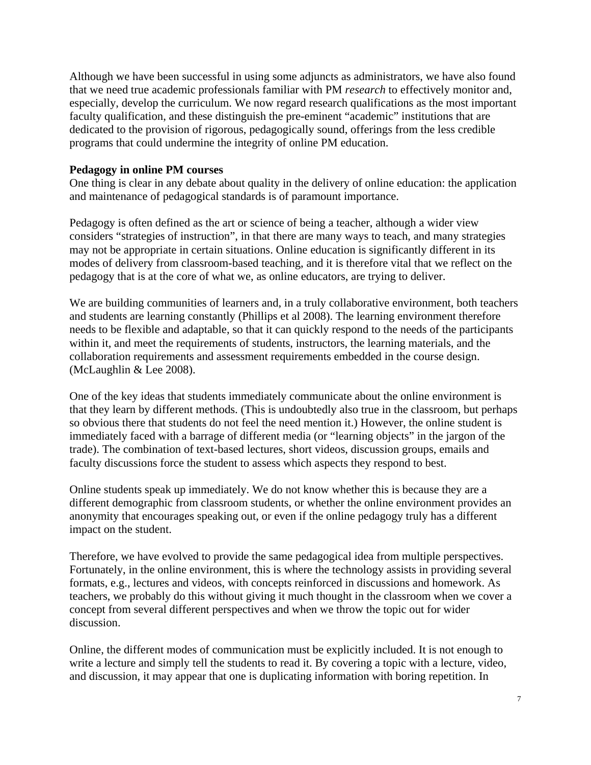Although we have been successful in using some adjuncts as administrators, we have also found that we need true academic professionals familiar with PM *research* to effectively monitor and, especially, develop the curriculum. We now regard research qualifications as the most important faculty qualification, and these distinguish the pre-eminent "academic" institutions that are dedicated to the provision of rigorous, pedagogically sound, offerings from the less credible programs that could undermine the integrity of online PM education.

**Pedagogy in online PM courses**

One thing is clear in any debate about quality in the delivery of online education: the application and maintenance of pedagogical standards is of paramount importance.

Pedagogy is often defined as the art or science of being a teacher, although a wider view considers "strategies of instruction", in that there are many ways to teach, and many strategies may not be appropriate in certain situations. Online education is significantly different in its modes of delivery from classroom-based teaching, and it is therefore vital that we reflect on the pedagogy that is at the core of what we, as online educators, are trying to deliver.

We are building communities of learners and, in a truly collaborative environment, both teachers and students are learning constantly (Phillips et al 2008). The learning environment therefore needs to be flexible and adaptable, so that it can quickly respond to the needs of the participants within it, and meet the requirements of students, instructors, the learning materials, and the collaboration requirements and assessment requirements embedded in the course design. (McLaughlin & Lee 2008).

One of the key ideas that students immediately communicate about the online environment is that they learn by different methods. (This is undoubtedly also true in the classroom, but perhaps so obvious there that students do not feel the need mention it.) However, the online student is immediately faced with a barrage of different media (or "learning objects" in the jargon of the trade). The combination of text-based lectures, short videos, discussion groups, emails and faculty discussions force the student to assess which aspects they respond to best.

Online students speak up immediately. We do not know whether this is because they are a different demographic from classroom students, or whether the online environment provides an anonymity that encourages speaking out, or even if the online pedagogy truly has a different impact on the student.

Therefore, we have evolved to provide the same pedagogical idea from multiple perspectives. Fortunately, in the online environment, this is where the technology assists in providing several formats, e.g., lectures and videos, with concepts reinforced in discussions and homework. As teachers, we probably do this without giving it much thought in the classroom when we cover a concept from several different perspectives and when we throw the topic out for wider discussion.

Online, the different modes of communication must be explicitly included. It is not enough to write a lecture and simply tell the students to read it. By covering a topic with a lecture, video, and discussion, it may appear that one is duplicating information with boring repetition. In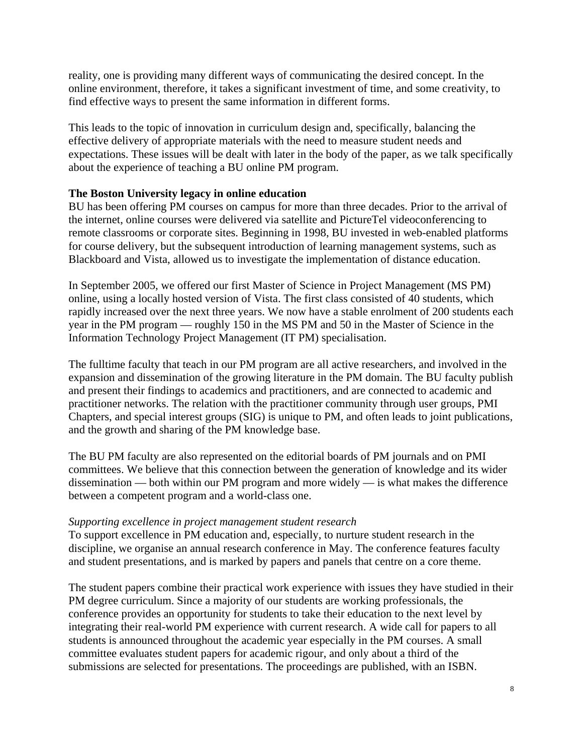reality, one is providing many different ways of communicating the desired concept. In the online environment, therefore, it takes a significant investment of time, and some creativity, to find effective ways to present the same information in different forms.

This leads to the topic of innovation in curriculum design and, specifically, balancing the effective delivery of appropriate materials with the need to measure student needs and expectations. These issues will be dealt with later in the body of the paper, as we talk specifically about the experience of teaching a BU online PM program.

**The Boston University legacy in online education**

BU has been offering PM courses on campus for more than three decades. Prior to the arrival of the internet, online courses were delivered via satellite and PictureTel videoconferencing to remote classrooms or corporate sites. Beginning in 1998, BU invested in web-enabled platforms for course delivery, but the subsequent introduction of learning management systems, such as Blackboard and Vista, allowed us to investigate the implementation of distance education.

In September 2005, we offered our first Master of Science in Project Management (MS PM) online, using a locally hosted version of Vista. The first class consisted of 40 students, which rapidly increased over the next three years. We now have a stable enrolment of 200 students each year in the PM program — roughly 150 in the MS PM and 50 in the Master of Science in the Information Technology Project Management (IT PM) specialisation.

The fulltime faculty that teach in our PM program are all active researchers, and involved in the expansion and dissemination of the growing literature in the PM domain. The BU faculty publish and present their findings to academics and practitioners, and are connected to academic and practitioner networks. The relation with the practitioner community through user groups, PMI Chapters, and special interest groups (SIG) is unique to PM, and often leads to joint publications, and the growth and sharing of the PM knowledge base.

The BU PM faculty are also represented on the editorial boards of PM journals and on PMI committees. We believe that this connection between the generation of knowledge and its wider dissemination — both within our PM program and more widely — is what makes the difference between a competent program and a world-class one.

*Supporting excellence in project management student research*

To support excellence in PM education and, especially, to nurture student research in the discipline, we organise an annual research conference in May. The conference features faculty and student presentations, and is marked by papers and panels that centre on a core theme.

The student papers combine their practical work experience with issues they have studied in their PM degree curriculum. Since a majority of our students are working professionals, the conference provides an opportunity for students to take their education to the next level by integrating their real-world PM experience with current research. A wide call for papers to all students is announced throughout the academic year especially in the PM courses. A small committee evaluates student papers for academic rigour, and only about a third of the submissions are selected for presentations. The proceedings are published, with an ISBN.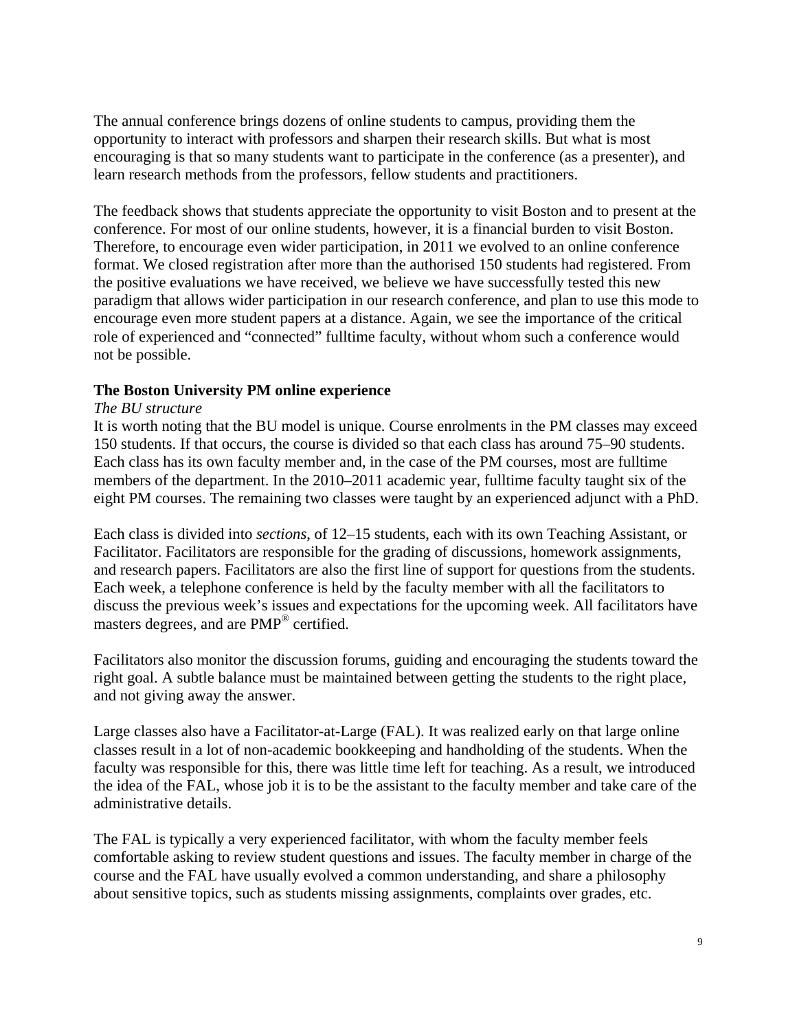The annual conference brings dozens of online students to campus, providing them the opportunity to interact with professors and sharpen their research skills. But what is most encouraging is that so many students want to participate in the conference (as a presenter), and learn research methods from the professors, fellow students and practitioners.

The feedback shows that students appreciate the opportunity to visit Boston and to present at the conference. For most of our online students, however, it is a financial burden to visit Boston. Therefore, to encourage even wider participation, in 2011 we evolved to an online conference format. We closed registration after more than the authorised 150 students had registered. From the positive evaluations we have received, we believe we have successfully tested this new paradigm that allows wider participation in our research conference, and plan to use this mode to encourage even more student papers at a distance. Again, we see the importance of the critical role of experienced and "connected" fulltime faculty, without whom such a conference would not be possible.

**The Boston University PM online experience**

*The BU structure*

It is worth noting that the BU model is unique. Course enrolments in the PM classes may exceed 150 students. If that occurs, the course is divided so that each class has around 75–90 students. Each class has its own faculty member and, in the case of the PM courses, most are fulltime members of the department. In the 2010–2011 academic year, fulltime faculty taught six of the eight PM courses. The remaining two classes were taught by an experienced adjunct with a PhD.

Each class is divided into *sections*, of 12–15 students, each with its own Teaching Assistant, or Facilitator. Facilitators are responsible for the grading of discussions, homework assignments, and research papers. Facilitators are also the first line of support for questions from the students. Each week, a telephone conference is held by the faculty member with all the facilitators to discuss the previous week's issues and expectations for the upcoming week. All facilitators have masters degrees, and are PMP® certified.

Facilitators also monitor the discussion forums, guiding and encouraging the students toward the right goal. A subtle balance must be maintained between getting the students to the right place, and not giving away the answer.

Large classes also have a Facilitator-at-Large (FAL). It was realized early on that large online classes result in a lot of non-academic bookkeeping and handholding of the students. When the faculty was responsible for this, there was little time left for teaching. As a result, we introduced the idea of the FAL, whose job it is to be the assistant to the faculty member and take care of the administrative details.

The FAL is typically a very experienced facilitator, with whom the faculty member feels comfortable asking to review student questions and issues. The faculty member in charge of the course and the FAL have usually evolved a common understanding, and share a philosophy about sensitive topics, such as students missing assignments, complaints over grades, etc.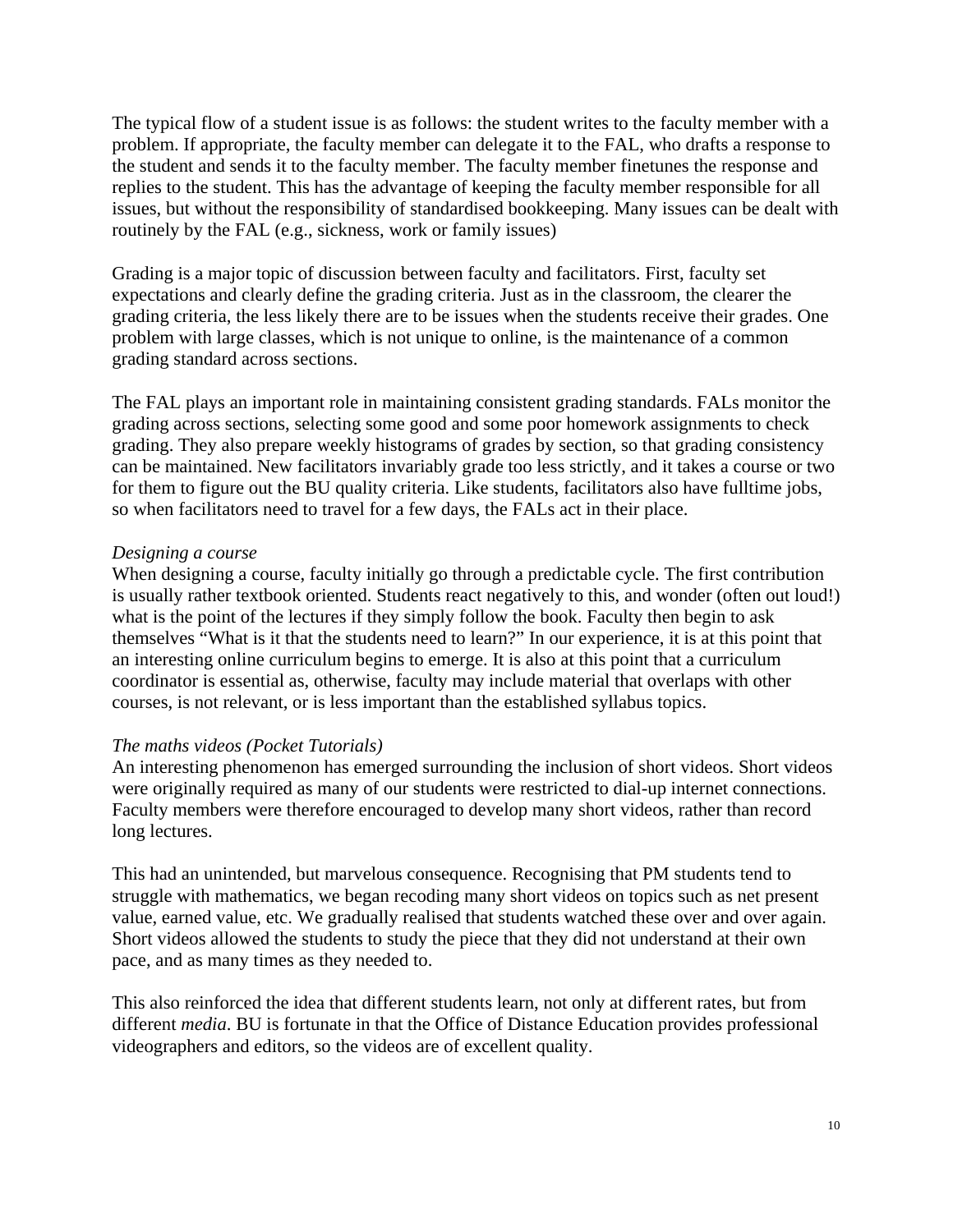The typical flow of a student issue is as follows: the student writes to the faculty member with a problem. If appropriate, the faculty member can delegate it to the FAL, who drafts a response to the student and sends it to the faculty member. The faculty member finetunes the response and replies to the student. This has the advantage of keeping the faculty member responsible for all issues, but without the responsibility of standardised bookkeeping. Many issues can be dealt with routinely by the FAL (e.g., sickness, work or family issues)

Grading is a major topic of discussion between faculty and facilitators. First, faculty set expectations and clearly define the grading criteria. Just as in the classroom, the clearer the grading criteria, the less likely there are to be issues when the students receive their grades. One problem with large classes, which is not unique to online, is the maintenance of a common grading standard across sections.

The FAL plays an important role in maintaining consistent grading standards. FALs monitor the grading across sections, selecting some good and some poor homework assignments to check grading. They also prepare weekly histograms of grades by section, so that grading consistency can be maintained. New facilitators invariably grade too less strictly, and it takes a course or two for them to figure out the BU quality criteria. Like students, facilitators also have fulltime jobs, so when facilitators need to travel for a few days, the FALs act in their place.

*Designing a course*

When designing a course, faculty initially go through a predictable cycle. The first contribution is usually rather textbook oriented. Students react negatively to this, and wonder (often out loud!) what is the point of the lectures if they simply follow the book. Faculty then begin to ask themselves "What is it that the students need to learn?" In our experience, it is at this point that an interesting online curriculum begins to emerge. It is also at this point that a curriculum coordinator is essential as, otherwise, faculty may include material that overlaps with other courses, is not relevant, or is less important than the established syllabus topics.

*The maths videos (Pocket Tutorials)*

An interesting phenomenon has emerged surrounding the inclusion of short videos. Short videos were originally required as many of our students were restricted to dial-up internet connections. Faculty members were therefore encouraged to develop many short videos, rather than record long lectures.

This had an unintended, but marvelous consequence. Recognising that PM students tend to struggle with mathematics, we began recoding many short videos on topics such as net present value, earned value, etc. We gradually realised that students watched these over and over again. Short videos allowed the students to study the piece that they did not understand at their own pace, and as many times as they needed to.

This also reinforced the idea that different students learn, not only at different rates, but from different *media*. BU is fortunate in that the Office of Distance Education provides professional videographers and editors, so the videos are of excellent quality.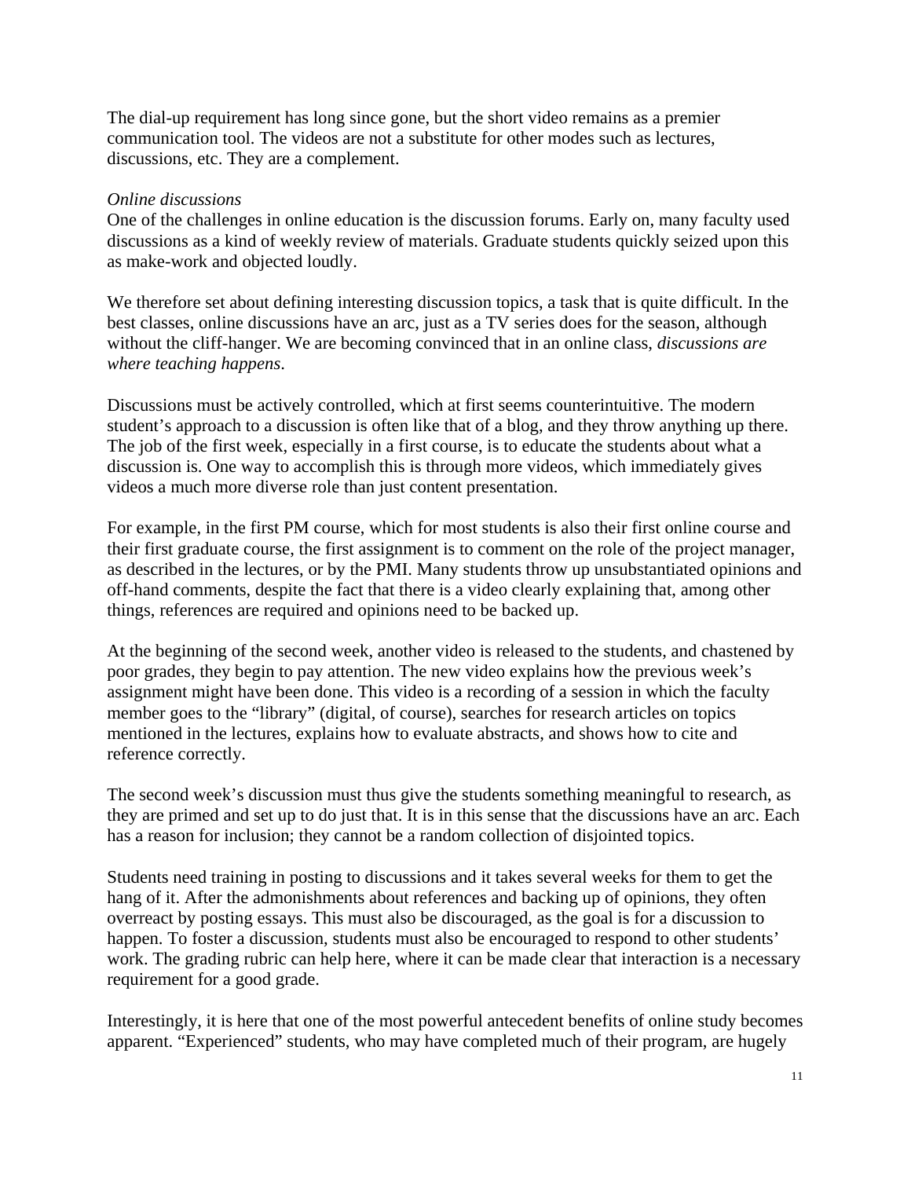The dial-up requirement has long since gone, but the short video remains as a premier communication tool. The videos are not a substitute for other modes such as lectures, discussions, etc. They are a complement.

*Online discussions*

One of the challenges in online education is the discussion forums. Early on, many faculty used discussions as a kind of weekly review of materials. Graduate students quickly seized upon this as make-work and objected loudly.

We therefore set about defining interesting discussion topics, a task that is quite difficult. In the best classes, online discussions have an arc, just as a TV series does for the season, although without the cliff-hanger. We are becoming convinced that in an online class, *discussions are where teaching happens*.

Discussions must be actively controlled, which at first seems counterintuitive. The modern student's approach to a discussion is often like that of a blog, and they throw anything up there. The job of the first week, especially in a first course, is to educate the students about what a discussion is. One way to accomplish this is through more videos, which immediately gives videos a much more diverse role than just content presentation.

For example, in the first PM course, which for most students is also their first online course and their first graduate course, the first assignment is to comment on the role of the project manager, as described in the lectures, or by the PMI. Many students throw up unsubstantiated opinions and off-hand comments, despite the fact that there is a video clearly explaining that, among other things, references are required and opinions need to be backed up.

At the beginning of the second week, another video is released to the students, and chastened by poor grades, they begin to pay attention. The new video explains how the previous week's assignment might have been done. This video is a recording of a session in which the faculty member goes to the "library" (digital, of course), searches for research articles on topics mentioned in the lectures, explains how to evaluate abstracts, and shows how to cite and reference correctly.

The second week's discussion must thus give the students something meaningful to research, as they are primed and set up to do just that. It is in this sense that the discussions have an arc. Each has a reason for inclusion; they cannot be a random collection of disjointed topics.

Students need training in posting to discussions and it takes several weeks for them to get the hang of it. After the admonishments about references and backing up of opinions, they often overreact by posting essays. This must also be discouraged, as the goal is for a discussion to happen. To foster a discussion, students must also be encouraged to respond to other students' work. The grading rubric can help here, where it can be made clear that interaction is a necessary requirement for a good grade.

Interestingly, it is here that one of the most powerful antecedent benefits of online study becomes apparent. "Experienced" students, who may have completed much of their program, are hugely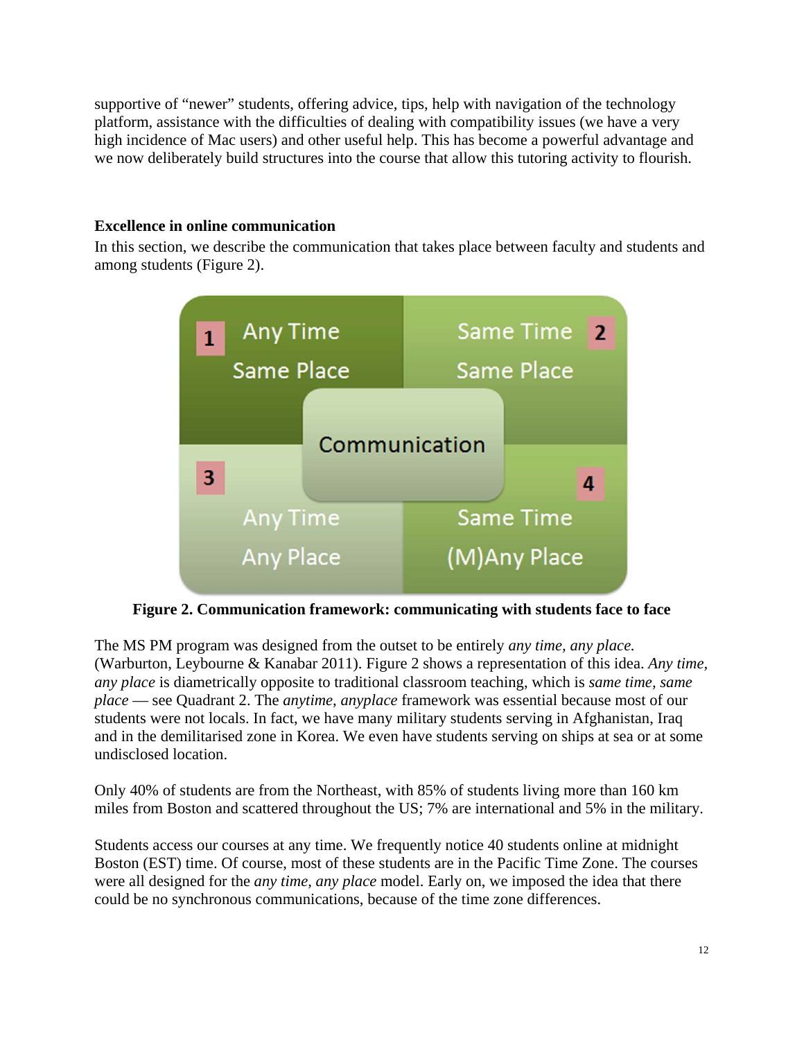supportive of "newer" students, offering advice, tips, help with navigation of the technology platform, assistance with the difficulties of dealing with compatibility issues (we have a very high incidence of Mac users) and other useful help. This has become a powerful advantage and we now deliberately build structures into the course that allow this tutoring activity to flourish.

**Excellence in online communication**

In this section, we describe the communication that takes place between faculty and students and among students (Figure 2).

**Figure 2. Communication framework: communicating with students face to face**

The MS PM program was designed from the outset to be entirely *any time, any place.* (Warburton, Leybourne & Kanabar 2011). Figure 2 shows a representation of this idea. *Any time, any place* is diametrically opposite to traditional classroom teaching, which is *same time, same place* — see Quadrant 2. The *anytime, anyplace* framework was essential because most of our students were not locals. In fact, we have many military students serving in Afghanistan, Iraq and in the demilitarised zone in Korea. We even have students serving on ships at sea or at some undisclosed location.

Only 40% of students are from the Northeast, with 85% of students living more than 160 km miles from Boston and scattered throughout the US; 7% are international and 5% in the military.

Students access our courses at any time. We frequently notice 40 students online at midnight Boston (EST) time. Of course, most of these students are in the Pacific Time Zone. The courses were all designed for the *any time, any place* model. Early on, we imposed the idea that there could be no synchronous communications, because of the time zone differences.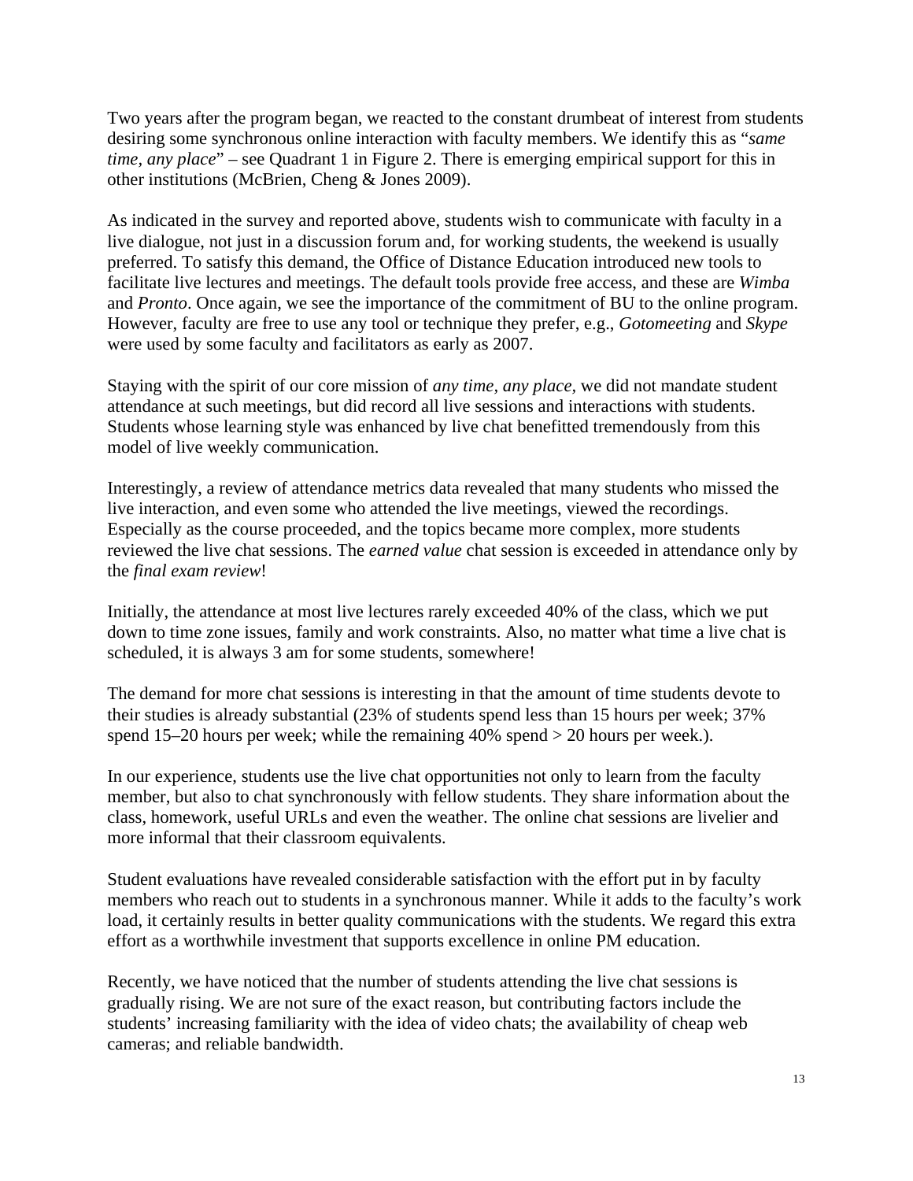Two years after the program began, we reacted to the constant drumbeat of interest from students desiring some synchronous online interaction with faculty members. We identify this as "*same time, any place*" – see Quadrant 1 in Figure 2. There is emerging empirical support for this in other institutions (McBrien, Cheng & Jones 2009).

As indicated in the survey and reported above, students wish to communicate with faculty in a live dialogue, not just in a discussion forum and, for working students, the weekend is usually preferred. To satisfy this demand, the Office of Distance Education introduced new tools to facilitate live lectures and meetings. The default tools provide free access, and these are *Wimba* and *Pronto*. Once again, we see the importance of the commitment of BU to the online program. However, faculty are free to use any tool or technique they prefer, e.g., *Gotomeeting* and *Skype* were used by some faculty and facilitators as early as 2007.

Staying with the spirit of our core mission of *any time, any place,* we did not mandate student attendance at such meetings, but did record all live sessions and interactions with students. Students whose learning style was enhanced by live chat benefitted tremendously from this model of live weekly communication.

Interestingly, a review of attendance metrics data revealed that many students who missed the live interaction, and even some who attended the live meetings, viewed the recordings. Especially as the course proceeded, and the topics became more complex, more students reviewed the live chat sessions. The *earned value* chat session is exceeded in attendance only by the *final exam review*!

Initially, the attendance at most live lectures rarely exceeded 40% of the class, which we put down to time zone issues, family and work constraints. Also, no matter what time a live chat is scheduled, it is always 3 am for some students, somewhere!

The demand for more chat sessions is interesting in that the amount of time students devote to their studies is already substantial (23% of students spend less than 15 hours per week; 37% spend 15–20 hours per week; while the remaining 40% spend > 20 hours per week.).

In our experience, students use the live chat opportunities not only to learn from the faculty member, but also to chat synchronously with fellow students. They share information about the class, homework, useful URLs and even the weather. The online chat sessions are livelier and more informal that their classroom equivalents.

Student evaluations have revealed considerable satisfaction with the effort put in by faculty members who reach out to students in a synchronous manner. While it adds to the faculty's work load, it certainly results in better quality communications with the students. We regard this extra effort as a worthwhile investment that supports excellence in online PM education.

Recently, we have noticed that the number of students attending the live chat sessions is gradually rising. We are not sure of the exact reason, but contributing factors include the students' increasing familiarity with the idea of video chats; the availability of cheap web cameras; and reliable bandwidth.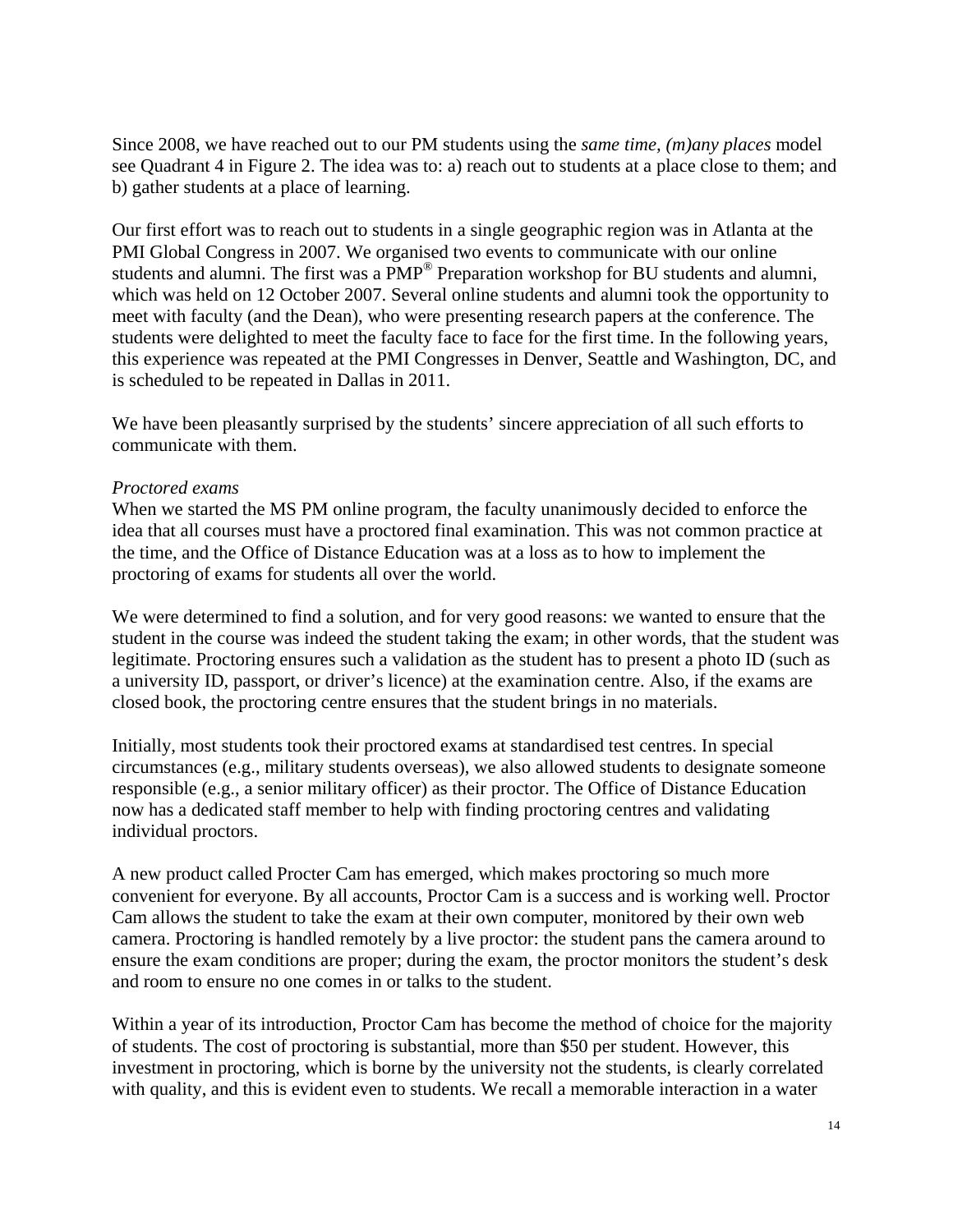Since 2008, we have reached out to our PM students using the *same time, (m)any places* model see Quadrant 4 in Figure 2. The idea was to: a) reach out to students at a place close to them; and b) gather students at a place of learning.

Our first effort was to reach out to students in a single geographic region was in Atlanta at the PMI Global Congress in 2007. We organised two events to communicate with our online students and alumni. The first was a PMP® Preparation workshop for BU students and alumni, which was held on 12 October 2007. Several online students and alumni took the opportunity to meet with faculty (and the Dean), who were presenting research papers at the conference. The students were delighted to meet the faculty face to face for the first time. In the following years, this experience was repeated at the PMI Congresses in Denver, Seattle and Washington, DC, and is scheduled to be repeated in Dallas in 2011.

We have been pleasantly surprised by the students' sincere appreciation of all such efforts to communicate with them.

*Proctored exams*

When we started the MS PM online program, the faculty unanimously decided to enforce the idea that all courses must have a proctored final examination. This was not common practice at the time, and the Office of Distance Education was at a loss as to how to implement the proctoring of exams for students all over the world.

We were determined to find a solution, and for very good reasons: we wanted to ensure that the student in the course was indeed the student taking the exam; in other words, that the student was legitimate. Proctoring ensures such a validation as the student has to present a photo ID (such as a university ID, passport, or driver's licence) at the examination centre. Also, if the exams are closed book, the proctoring centre ensures that the student brings in no materials.

Initially, most students took their proctored exams at standardised test centres. In special circumstances (e.g., military students overseas), we also allowed students to designate someone responsible (e.g., a senior military officer) as their proctor. The Office of Distance Education now has a dedicated staff member to help with finding proctoring centres and validating individual proctors.

A new product called Procter Cam has emerged, which makes proctoring so much more convenient for everyone. By all accounts, Proctor Cam is a success and is working well. Proctor Cam allows the student to take the exam at their own computer, monitored by their own web camera. Proctoring is handled remotely by a live proctor: the student pans the camera around to ensure the exam conditions are proper; during the exam, the proctor monitors the student's desk and room to ensure no one comes in or talks to the student.

Within a year of its introduction, Proctor Cam has become the method of choice for the majority of students. The cost of proctoring is substantial, more than $50 per student. However, this investment in proctoring, which is borne by the university not the students, is clearly correlated with quality, and this is evident even to students. We recall a memorable interaction in a water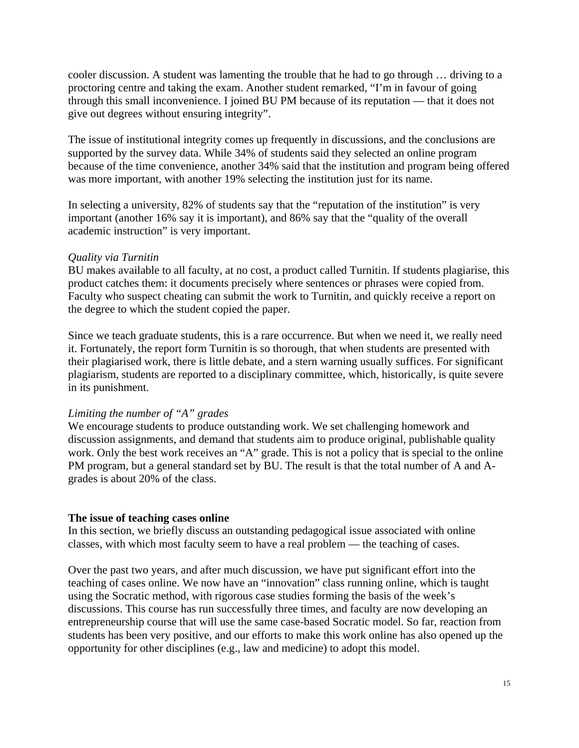cooler discussion. A student was lamenting the trouble that he had to go through … driving to a proctoring centre and taking the exam. Another student remarked, "I'm in favour of going through this small inconvenience. I joined BU PM because of its reputation — that it does not give out degrees without ensuring integrity".

The issue of institutional integrity comes up frequently in discussions, and the conclusions are supported by the survey data. While 34% of students said they selected an online program because of the time convenience, another 34% said that the institution and program being offered was more important, with another 19% selecting the institution just for its name.

In selecting a university, 82% of students say that the "reputation of the institution" is very important (another 16% say it is important), and 86% say that the "quality of the overall academic instruction" is very important.

*Quality via Turnitin*

BU makes available to all faculty, at no cost, a product called Turnitin. If students plagiarise, this product catches them: it documents precisely where sentences or phrases were copied from. Faculty who suspect cheating can submit the work to Turnitin, and quickly receive a report on the degree to which the student copied the paper.

Since we teach graduate students, this is a rare occurrence. But when we need it, we really need it. Fortunately, the report form Turnitin is so thorough, that when students are presented with their plagiarised work, there is little debate, and a stern warning usually suffices. For significant plagiarism, students are reported to a disciplinary committee, which, historically, is quite severe in its punishment.

*Limiting the number of "A" grades*

We encourage students to produce outstanding work. We set challenging homework and discussion assignments, and demand that students aim to produce original, publishable quality work. Only the best work receives an "A" grade. This is not a policy that is special to the online PM program, but a general standard set by BU. The result is that the total number of A and A- grades is about 20% of the class.

**The issue of teaching cases online**

In this section, we briefly discuss an outstanding pedagogical issue associated with online classes, with which most faculty seem to have a real problem — the teaching of cases.

Over the past two years, and after much discussion, we have put significant effort into the teaching of cases online. We now have an "innovation" class running online, which is taught using the Socratic method, with rigorous case studies forming the basis of the week's discussions. This course has run successfully three times, and faculty are now developing an entrepreneurship course that will use the same case-based Socratic model. So far, reaction from students has been very positive, and our efforts to make this work online has also opened up the opportunity for other disciplines (e.g., law and medicine) to adopt this model.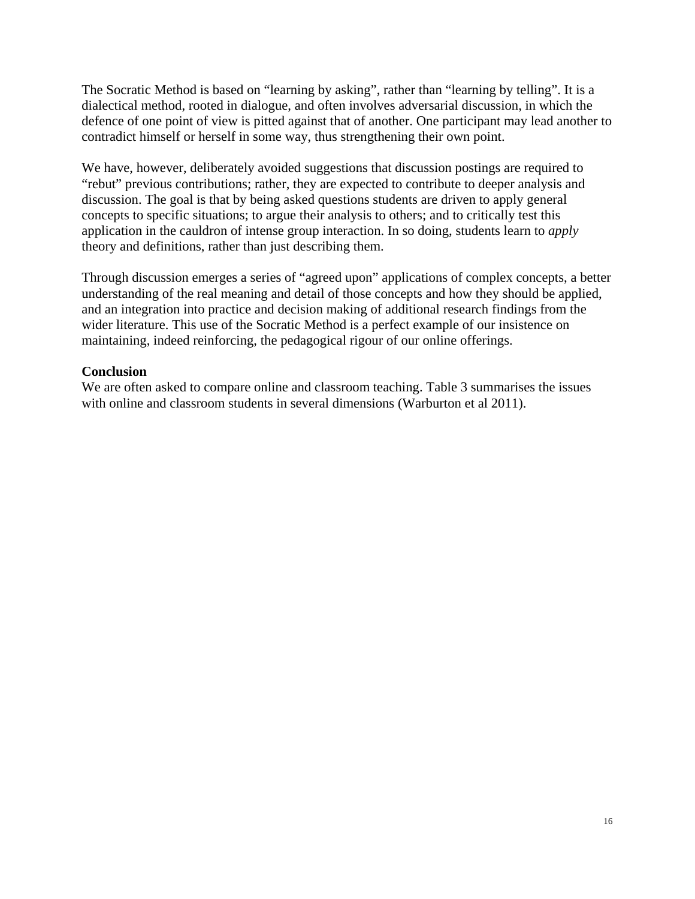The Socratic Method is based on "learning by asking", rather than "learning by telling". It is a dialectical method, rooted in dialogue, and often involves adversarial discussion, in which the defence of one point of view is pitted against that of another. One participant may lead another to contradict himself or herself in some way, thus strengthening their own point.

We have, however, deliberately avoided suggestions that discussion postings are required to "rebut" previous contributions; rather, they are expected to contribute to deeper analysis and discussion. The goal is that by being asked questions students are driven to apply general concepts to specific situations; to argue their analysis to others; and to critically test this application in the cauldron of intense group interaction. In so doing, students learn to *apply* theory and definitions, rather than just describing them.

Through discussion emerges a series of "agreed upon" applications of complex concepts, a better understanding of the real meaning and detail of those concepts and how they should be applied, and an integration into practice and decision making of additional research findings from the wider literature. This use of the Socratic Method is a perfect example of our insistence on maintaining, indeed reinforcing, the pedagogical rigour of our online offerings.

**Conclusion**

We are often asked to compare online and classroom teaching. Table 3 summarises the issues with online and classroom students in several dimensions (Warburton et al 2011).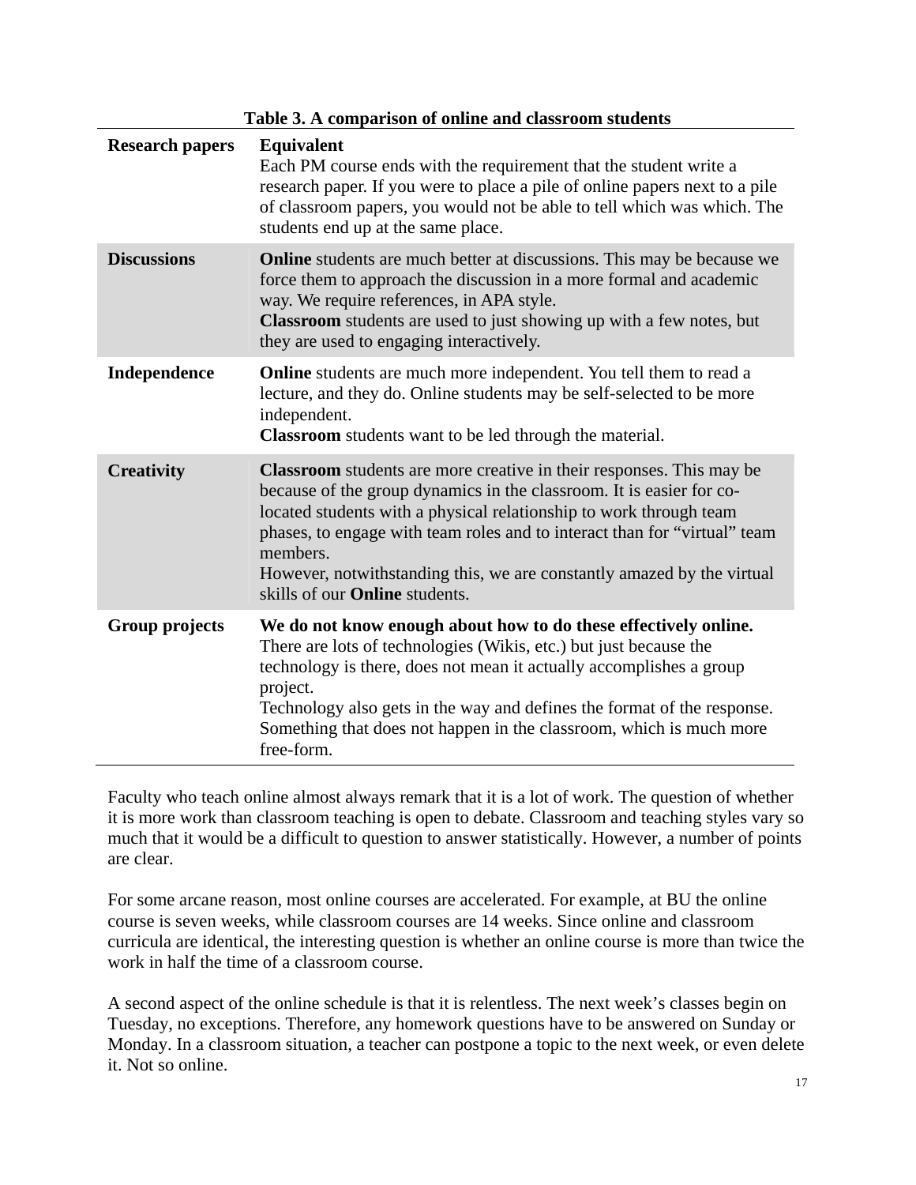**Table 3. A comparison of online and classroom students**

| | |
|---|---|
| **Research papers** | **Equivalent**<br>Each PM course ends with the requirement that the student write a research paper. If you were to place a pile of online papers next to a pile of classroom papers, you would not be able to tell which was which. The students end up at the same place. |
| **Discussions** | **Online** students are much better at discussions. This may be because we force them to approach the discussion in a more formal and academic way. We require references, in APA style.<br>**Classroom** students are used to just showing up with a few notes, but they are used to engaging interactively. |
| **Independence** | **Online** students are much more independent. You tell them to read a lecture, and they do. Online students may be self-selected to be more independent.<br>**Classroom** students want to be led through the material. |
| **Creativity** | **Classroom** students are more creative in their responses. This may be because of the group dynamics in the classroom. It is easier for co-located students with a physical relationship to work through team phases, to engage with team roles and to interact than for "virtual" team members.<br>However, notwithstanding this, we are constantly amazed by the virtual skills of our **Online** students. |
| **Group projects** | **We do not know enough about how to do these effectively online.**<br>There are lots of technologies (Wikis, etc.) but just because the technology is there, does not mean it actually accomplishes a group project.<br>Technology also gets in the way and defines the format of the response. Something that does not happen in the classroom, which is much more free-form. |

Faculty who teach online almost always remark that it is a lot of work. The question of whether it is more work than classroom teaching is open to debate. Classroom and teaching styles vary so much that it would be a difficult to question to answer statistically. However, a number of points are clear.

For some arcane reason, most online courses are accelerated. For example, at BU the online course is seven weeks, while classroom courses are 14 weeks. Since online and classroom curricula are identical, the interesting question is whether an online course is more than twice the work in half the time of a classroom course.

A second aspect of the online schedule is that it is relentless. The next week's classes begin on Tuesday, no exceptions. Therefore, any homework questions have to be answered on Sunday or Monday. In a classroom situation, a teacher can postpone a topic to the next week, or even delete it. Not so online.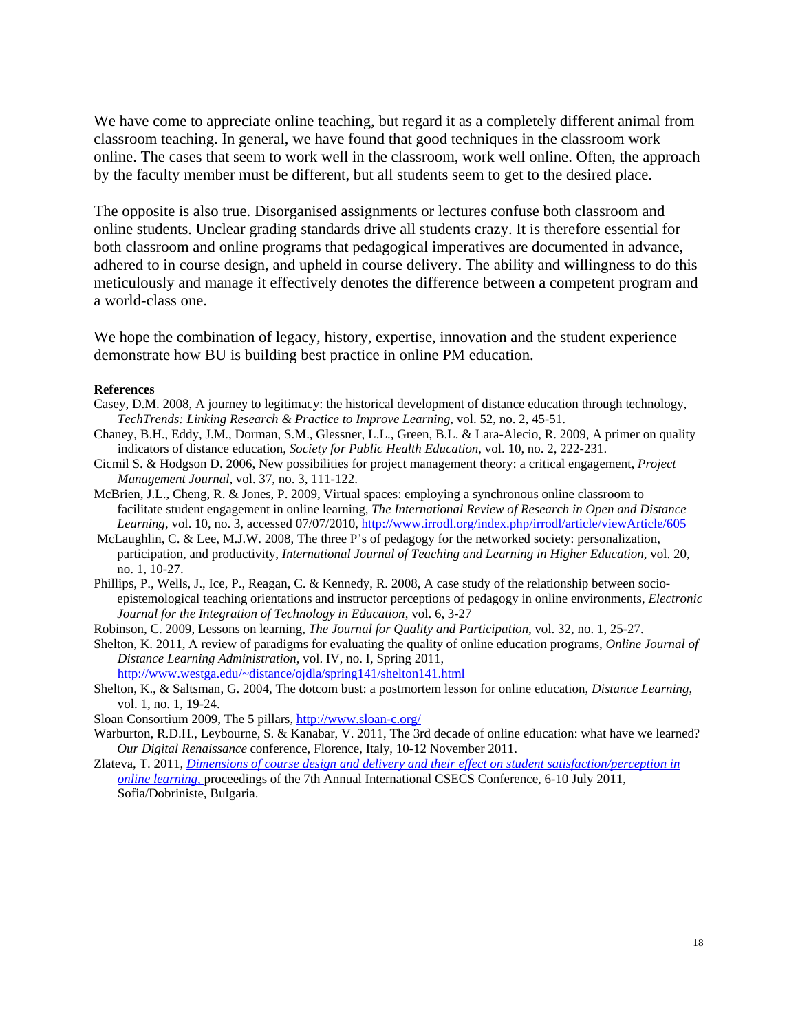We have come to appreciate online teaching, but regard it as a completely different animal from classroom teaching. In general, we have found that good techniques in the classroom work online. The cases that seem to work well in the classroom, work well online. Often, the approach by the faculty member must be different, but all students seem to get to the desired place.

The opposite is also true. Disorganised assignments or lectures confuse both classroom and online students. Unclear grading standards drive all students crazy. It is therefore essential for both classroom and online programs that pedagogical imperatives are documented in advance, adhered to in course design, and upheld in course delivery. The ability and willingness to do this meticulously and manage it effectively denotes the difference between a competent program and a world-class one.

We hope the combination of legacy, history, expertise, innovation and the student experience demonstrate how BU is building best practice in online PM education.

**References**

Casey, D.M. 2008, A journey to legitimacy: the historical development of distance education through technology, *TechTrends: Linking Research & Practice to Improve Learning*, vol. 52, no. 2, 45-51.

Chaney, B.H., Eddy, J.M., Dorman, S.M., Glessner, L.L., Green, B.L. & Lara-Alecio, R. 2009, A primer on quality indicators of distance education, *Society for Public Health Education*, vol. 10, no. 2, 222-231.

Cicmil S. & Hodgson D. 2006, New possibilities for project management theory: a critical engagement, *Project Management Journal*, vol. 37, no. 3, 111-122.

McBrien, J.L., Cheng, R. & Jones, P. 2009, Virtual spaces: employing a synchronous online classroom to facilitate student engagement in online learning, *The International Review of Research in Open and Distance Learning*, vol. 10, no. 3, accessed 07/07/2010, http://www.irrodl.org/index.php/irrodl/article/viewArticle/605

McLaughlin, C. & Lee, M.J.W. 2008, The three P's of pedagogy for the networked society: personalization, participation, and productivity, *International Journal of Teaching and Learning in Higher Education*, vol. 20, no. 1, 10-27.

Phillips, P., Wells, J., Ice, P., Reagan, C. & Kennedy, R. 2008, A case study of the relationship between socio-epistemological teaching orientations and instructor perceptions of pedagogy in online environments, *Electronic Journal for the Integration of Technology in Education*, vol. 6, 3-27

Robinson, C. 2009, Lessons on learning, *The Journal for Quality and Participation*, vol. 32, no. 1, 25-27.

Shelton, K. 2011, A review of paradigms for evaluating the quality of online education programs, *Online Journal of Distance Learning Administration*, vol. IV, no. I, Spring 2011, http://www.westga.edu/~distance/ojdla/spring141/shelton141.html

Shelton, K., & Saltsman, G. 2004, The dotcom bust: a postmortem lesson for online education, *Distance Learning*, vol. 1, no. 1, 19-24.

Sloan Consortium 2009, The 5 pillars, http://www.sloan-c.org/

Warburton, R.D.H., Leybourne, S. & Kanabar, V. 2011, The 3rd decade of online education: what have we learned? *Our Digital Renaissance* conference, Florence, Italy, 10-12 November 2011.

Zlateva, T. 2011, *Dimensions of course design and delivery and their effect on student satisfaction/perception in online learning,* proceedings of the 7th Annual International CSECS Conference, 6-10 July 2011, Sofia/Dobriniste, Bulgaria.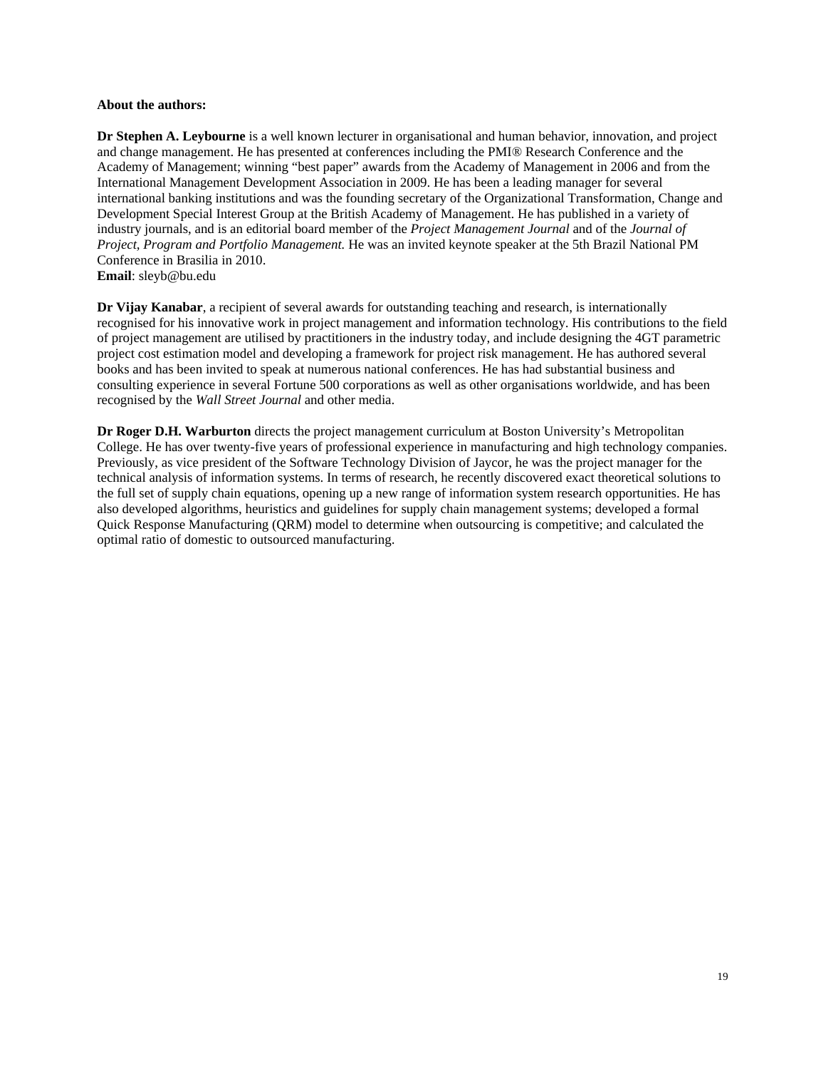**About the authors:**

**Dr Stephen A. Leybourne** is a well known lecturer in organisational and human behavior, innovation, and project and change management. He has presented at conferences including the PMI® Research Conference and the Academy of Management; winning "best paper" awards from the Academy of Management in 2006 and from the International Management Development Association in 2009. He has been a leading manager for several international banking institutions and was the founding secretary of the Organizational Transformation, Change and Development Special Interest Group at the British Academy of Management. He has published in a variety of industry journals, and is an editorial board member of the *Project Management Journal* and of the *Journal of Project, Program and Portfolio Management.* He was an invited keynote speaker at the 5th Brazil National PM Conference in Brasilia in 2010.
**Email**: sleyb@bu.edu

**Dr Vijay Kanabar**, a recipient of several awards for outstanding teaching and research, is internationally recognised for his innovative work in project management and information technology. His contributions to the field of project management are utilised by practitioners in the industry today, and include designing the 4GT parametric project cost estimation model and developing a framework for project risk management. He has authored several books and has been invited to speak at numerous national conferences. He has had substantial business and consulting experience in several Fortune 500 corporations as well as other organisations worldwide, and has been recognised by the *Wall Street Journal* and other media.

**Dr Roger D.H. Warburton** directs the project management curriculum at Boston University's Metropolitan College. He has over twenty-five years of professional experience in manufacturing and high technology companies. Previously, as vice president of the Software Technology Division of Jaycor, he was the project manager for the technical analysis of information systems. In terms of research, he recently discovered exact theoretical solutions to the full set of supply chain equations, opening up a new range of information system research opportunities. He has also developed algorithms, heuristics and guidelines for supply chain management systems; developed a formal Quick Response Manufacturing (QRM) model to determine when outsourcing is competitive; and calculated the optimal ratio of domestic to outsourced manufacturing.